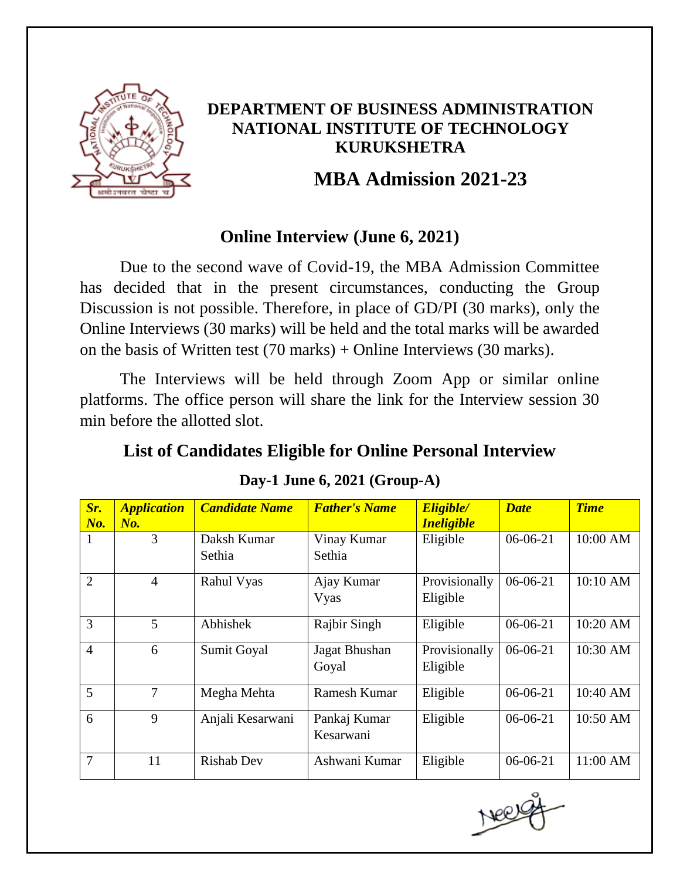**DEPARTMENT OF BUSINESS ADMINISTRATION**
**NATIONAL INSTITUTE OF TECHNOLOGY**
**KURUKSHETRA**

# MBA Admission 2021-23

## Online Interview (June 6, 2021)

Due to the second wave of Covid-19, the MBA Admission Committee has decided that in the present circumstances, conducting the Group Discussion is not possible. Therefore, in place of GD/PI (30 marks), only the Online Interviews (30 marks) will be held and the total marks will be awarded on the basis of Written test (70 marks) + Online Interviews (30 marks).

The Interviews will be held through Zoom App or similar online platforms. The office person will share the link for the Interview session 30 min before the allotted slot.

## List of Candidates Eligible for Online Personal Interview

### Day-1 June 6, 2021 (Group-A)

| *Sr. No.* | *Application No.* | *Candidate Name* | *Father's Name* | *Eligible/ Ineligible* | *Date* | *Time* |
|---|---|---|---|---|---|---|
| 1 | 3 | Daksh Kumar Sethia | Vinay Kumar Sethia | Eligible | 06-06-21 | 10:00 AM |
| 2 | 4 | Rahul Vyas | Ajay Kumar Vyas | Provisionally Eligible | 06-06-21 | 10:10 AM |
| 3 | 5 | Abhishek | Rajbir Singh | Eligible | 06-06-21 | 10:20 AM |
| 4 | 6 | Sumit Goyal | Jagat Bhushan Goyal | Provisionally Eligible | 06-06-21 | 10:30 AM |
| 5 | 7 | Megha Mehta | Ramesh Kumar | Eligible | 06-06-21 | 10:40 AM |
| 6 | 9 | Anjali Kesarwani | Pankaj Kumar Kesarwani | Eligible | 06-06-21 | 10:50 AM |
| 7 | 11 | Rishab Dev | Ashwani Kumar | Eligible | 06-06-21 | 11:00 AM |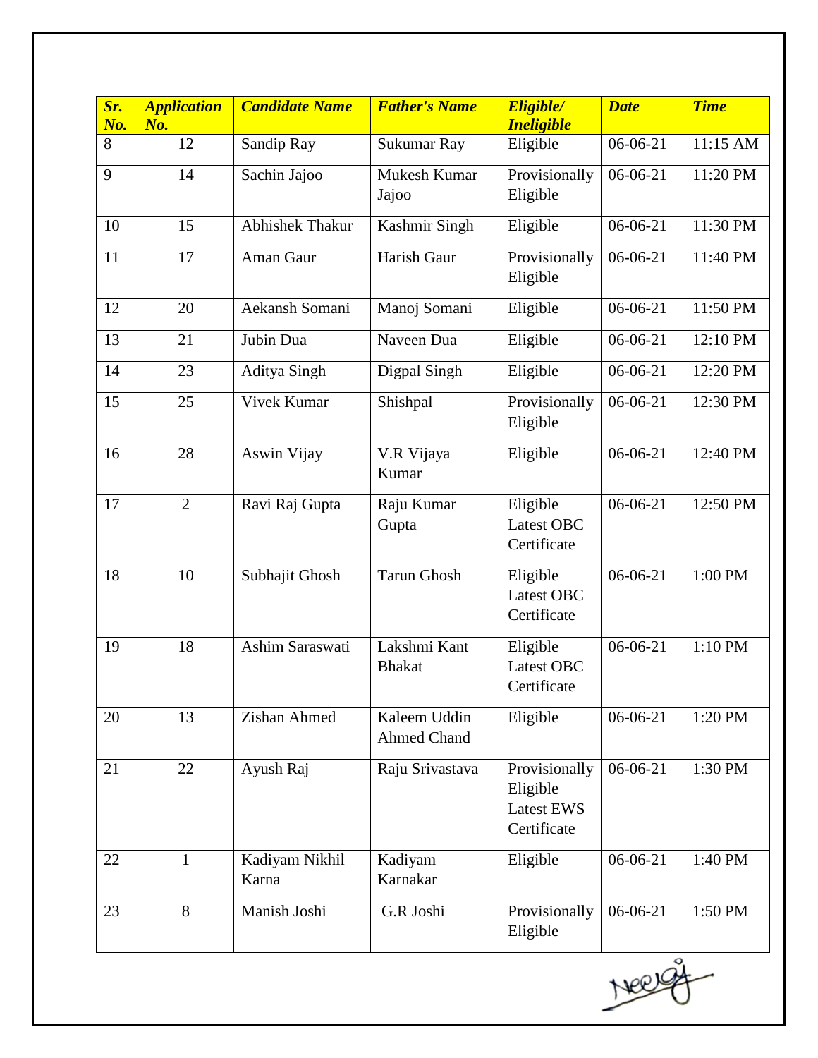| ***Sr. No.*** | ***Application No.*** | ***Candidate Name*** | ***Father's Name*** | ***Eligible/ Ineligible*** | ***Date*** | ***Time*** |
|---|---|---|---|---|---|---|
| 8 | 12 | Sandip Ray | Sukumar Ray | Eligible | 06-06-21 | 11:15 AM |
| 9 | 14 | Sachin Jajoo | Mukesh Kumar Jajoo | Provisionally Eligible | 06-06-21 | 11:20 PM |
| 10 | 15 | Abhishek Thakur | Kashmir Singh | Eligible | 06-06-21 | 11:30 PM |
| 11 | 17 | Aman Gaur | Harish Gaur | Provisionally Eligible | 06-06-21 | 11:40 PM |
| 12 | 20 | Aekansh Somani | Manoj Somani | Eligible | 06-06-21 | 11:50 PM |
| 13 | 21 | Jubin Dua | Naveen Dua | Eligible | 06-06-21 | 12:10 PM |
| 14 | 23 | Aditya Singh | Digpal Singh | Eligible | 06-06-21 | 12:20 PM |
| 15 | 25 | Vivek Kumar | Shishpal | Provisionally Eligible | 06-06-21 | 12:30 PM |
| 16 | 28 | Aswin Vijay | V.R Vijaya Kumar | Eligible | 06-06-21 | 12:40 PM |
| 17 | 2 | Ravi Raj Gupta | Raju Kumar Gupta | Eligible Latest OBC Certificate | 06-06-21 | 12:50 PM |
| 18 | 10 | Subhajit Ghosh | Tarun Ghosh | Eligible Latest OBC Certificate | 06-06-21 | 1:00 PM |
| 19 | 18 | Ashim Saraswati | Lakshmi Kant Bhakat | Eligible Latest OBC Certificate | 06-06-21 | 1:10 PM |
| 20 | 13 | Zishan Ahmed | Kaleem Uddin Ahmed Chand | Eligible | 06-06-21 | 1:20 PM |
| 21 | 22 | Ayush Raj | Raju Srivastava | Provisionally Eligible Latest EWS Certificate | 06-06-21 | 1:30 PM |
| 22 | 1 | Kadiyam Nikhil Karna | Kadiyam Karnakar | Eligible | 06-06-21 | 1:40 PM |
| 23 | 8 | Manish Joshi | G.R Joshi | Provisionally Eligible | 06-06-21 | 1:50 PM |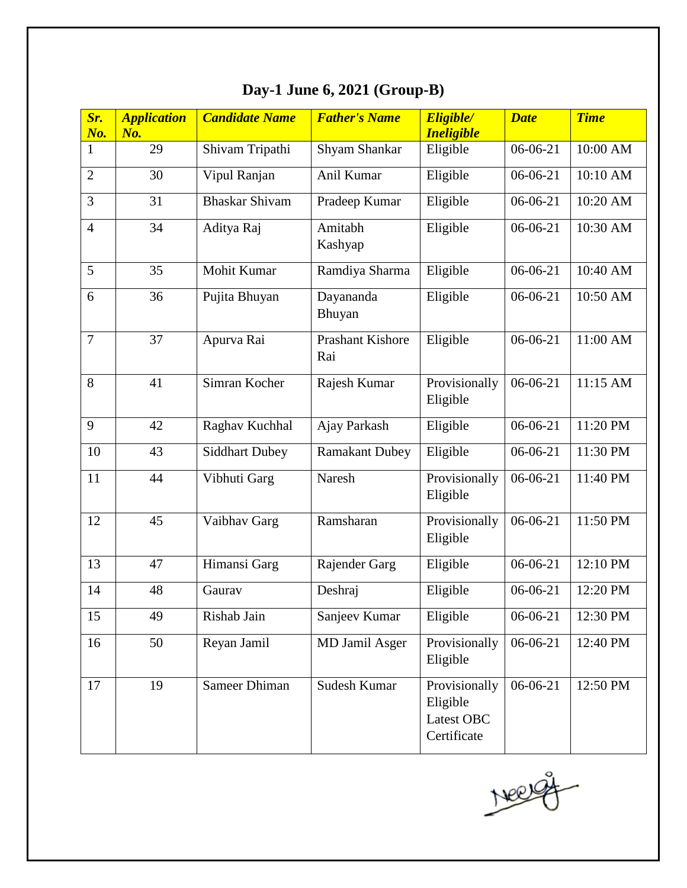## Day-1 June 6, 2021 (Group-B)

| ***Sr. No.*** | ***Application No.*** | ***Candidate Name*** | ***Father's Name*** | ***Eligible/ Ineligible*** | ***Date*** | ***Time*** |
|---|---|---|---|---|---|---|
| 1 | 29 | Shivam Tripathi | Shyam Shankar | Eligible | 06-06-21 | 10:00 AM |
| 2 | 30 | Vipul Ranjan | Anil Kumar | Eligible | 06-06-21 | 10:10 AM |
| 3 | 31 | Bhaskar Shivam | Pradeep Kumar | Eligible | 06-06-21 | 10:20 AM |
| 4 | 34 | Aditya Raj | Amitabh Kashyap | Eligible | 06-06-21 | 10:30 AM |
| 5 | 35 | Mohit Kumar | Ramdiya Sharma | Eligible | 06-06-21 | 10:40 AM |
| 6 | 36 | Pujita Bhuyan | Dayananda Bhuyan | Eligible | 06-06-21 | 10:50 AM |
| 7 | 37 | Apurva Rai | Prashant Kishore Rai | Eligible | 06-06-21 | 11:00 AM |
| 8 | 41 | Simran Kocher | Rajesh Kumar | Provisionally Eligible | 06-06-21 | 11:15 AM |
| 9 | 42 | Raghav Kuchhal | Ajay Parkash | Eligible | 06-06-21 | 11:20 PM |
| 10 | 43 | Siddhart Dubey | Ramakant Dubey | Eligible | 06-06-21 | 11:30 PM |
| 11 | 44 | Vibhuti Garg | Naresh | Provisionally Eligible | 06-06-21 | 11:40 PM |
| 12 | 45 | Vaibhav Garg | Ramsharan | Provisionally Eligible | 06-06-21 | 11:50 PM |
| 13 | 47 | Himansi Garg | Rajender Garg | Eligible | 06-06-21 | 12:10 PM |
| 14 | 48 | Gaurav | Deshraj | Eligible | 06-06-21 | 12:20 PM |
| 15 | 49 | Rishab Jain | Sanjeev Kumar | Eligible | 06-06-21 | 12:30 PM |
| 16 | 50 | Reyan Jamil | MD Jamil Asger | Provisionally Eligible | 06-06-21 | 12:40 PM |
| 17 | 19 | Sameer Dhiman | Sudesh Kumar | Provisionally Eligible Latest OBC Certificate | 06-06-21 | 12:50 PM |

Neeraj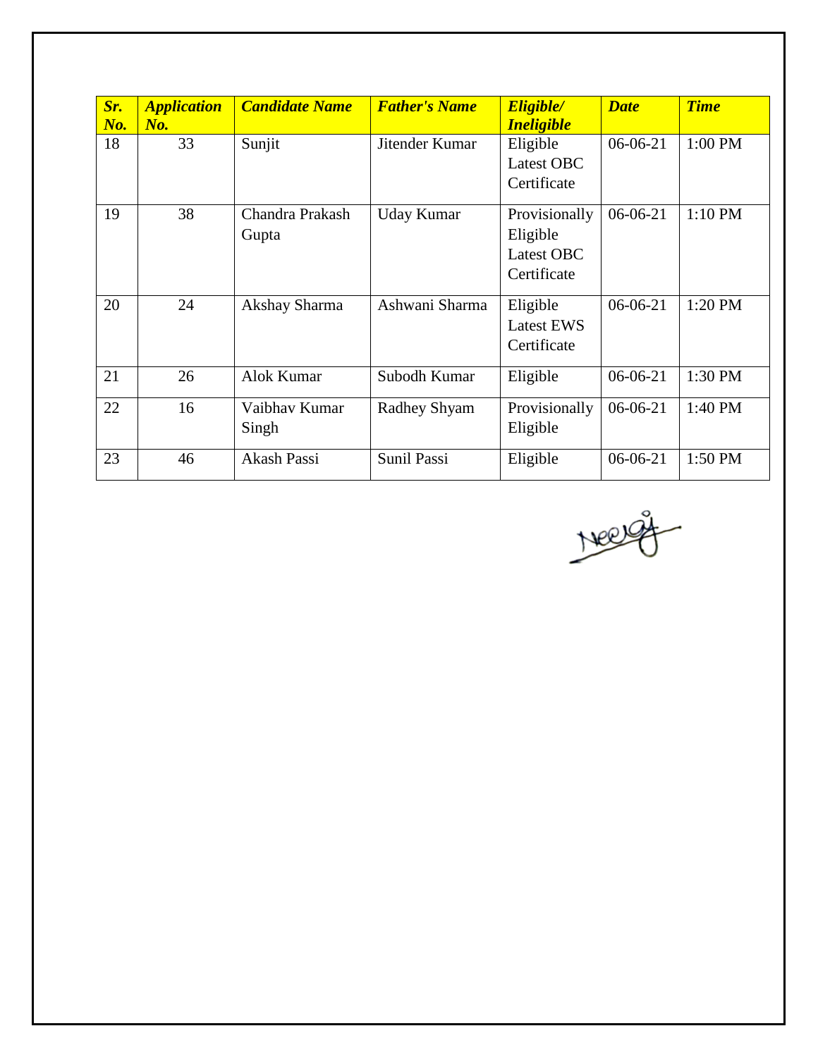| ***Sr. No.*** | ***Application No.*** | ***Candidate Name*** | ***Father's Name*** | ***Eligible/ Ineligible*** | ***Date*** | ***Time*** |
|---|---|---|---|---|---|---|
| 18 | 33 | Sunjit | Jitender Kumar | Eligible Latest OBC Certificate | 06-06-21 | 1:00 PM |
| 19 | 38 | Chandra Prakash Gupta | Uday Kumar | Provisionally Eligible Latest OBC Certificate | 06-06-21 | 1:10 PM |
| 20 | 24 | Akshay Sharma | Ashwani Sharma | Eligible Latest EWS Certificate | 06-06-21 | 1:20 PM |
| 21 | 26 | Alok Kumar | Subodh Kumar | Eligible | 06-06-21 | 1:30 PM |
| 22 | 16 | Vaibhav Kumar Singh | Radhey Shyam | Provisionally Eligible | 06-06-21 | 1:40 PM |
| 23 | 46 | Akash Passi | Sunil Passi | Eligible | 06-06-21 | 1:50 PM |

Neeraj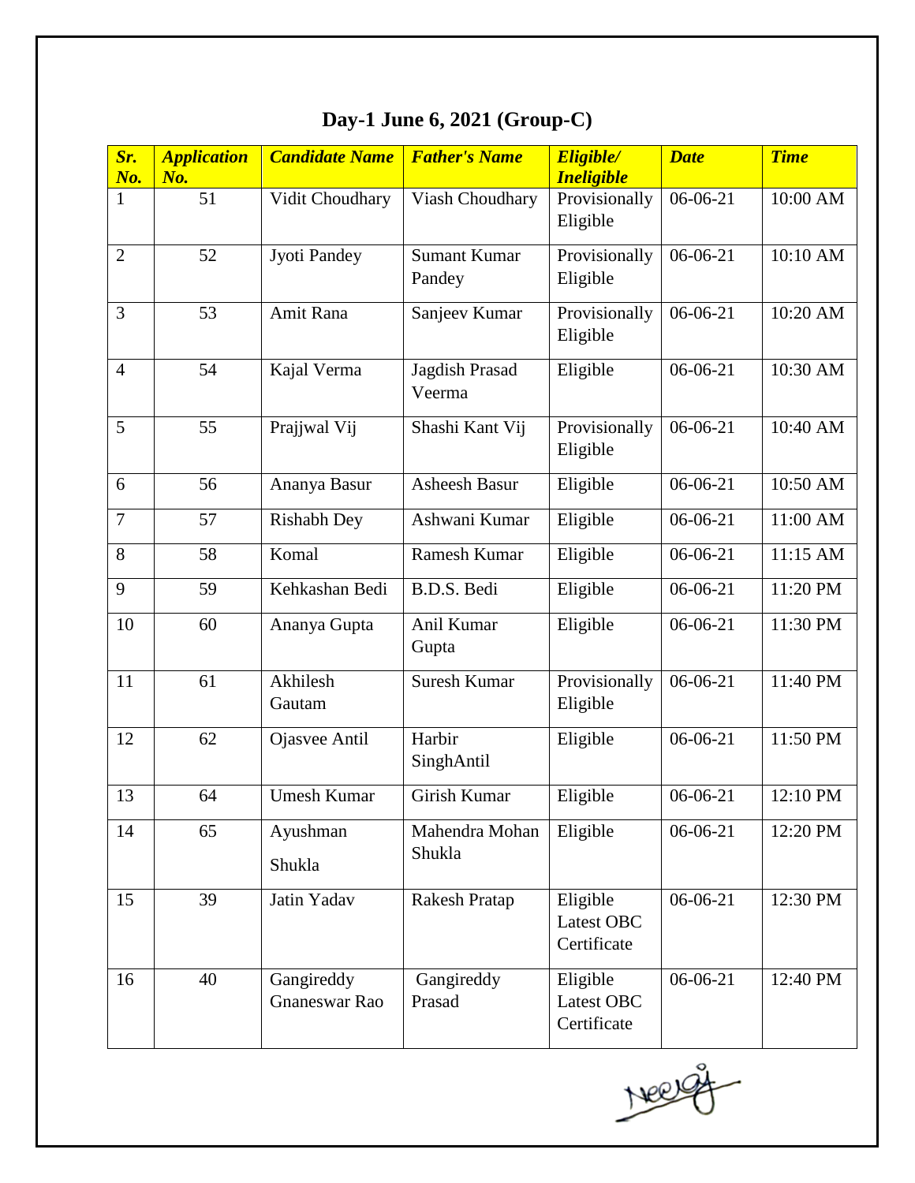## Day-1 June 6, 2021 (Group-C)

| *Sr. No.* | *Application No.* | *Candidate Name* | *Father's Name* | *Eligible/ Ineligible* | *Date* | *Time* |
|---|---|---|---|---|---|---|
| 1 | 51 | Vidit Choudhary | Viash Choudhary | Provisionally Eligible | 06-06-21 | 10:00 AM |
| 2 | 52 | Jyoti Pandey | Sumant Kumar Pandey | Provisionally Eligible | 06-06-21 | 10:10 AM |
| 3 | 53 | Amit Rana | Sanjeev Kumar | Provisionally Eligible | 06-06-21 | 10:20 AM |
| 4 | 54 | Kajal Verma | Jagdish Prasad Veerma | Eligible | 06-06-21 | 10:30 AM |
| 5 | 55 | Prajjwal Vij | Shashi Kant Vij | Provisionally Eligible | 06-06-21 | 10:40 AM |
| 6 | 56 | Ananya Basur | Asheesh Basur | Eligible | 06-06-21 | 10:50 AM |
| 7 | 57 | Rishabh Dey | Ashwani Kumar | Eligible | 06-06-21 | 11:00 AM |
| 8 | 58 | Komal | Ramesh Kumar | Eligible | 06-06-21 | 11:15 AM |
| 9 | 59 | Kehkashan Bedi | B.D.S. Bedi | Eligible | 06-06-21 | 11:20 PM |
| 10 | 60 | Ananya Gupta | Anil Kumar Gupta | Eligible | 06-06-21 | 11:30 PM |
| 11 | 61 | Akhilesh Gautam | Suresh Kumar | Provisionally Eligible | 06-06-21 | 11:40 PM |
| 12 | 62 | Ojasvee Antil | Harbir SinghAntil | Eligible | 06-06-21 | 11:50 PM |
| 13 | 64 | Umesh Kumar | Girish Kumar | Eligible | 06-06-21 | 12:10 PM |
| 14 | 65 | Ayushman Shukla | Mahendra Mohan Shukla | Eligible | 06-06-21 | 12:20 PM |
| 15 | 39 | Jatin Yadav | Rakesh Pratap | Eligible Latest OBC Certificate | 06-06-21 | 12:30 PM |
| 16 | 40 | Gangireddy Gnaneswar Rao | Gangireddy Prasad | Eligible Latest OBC Certificate | 06-06-21 | 12:40 PM |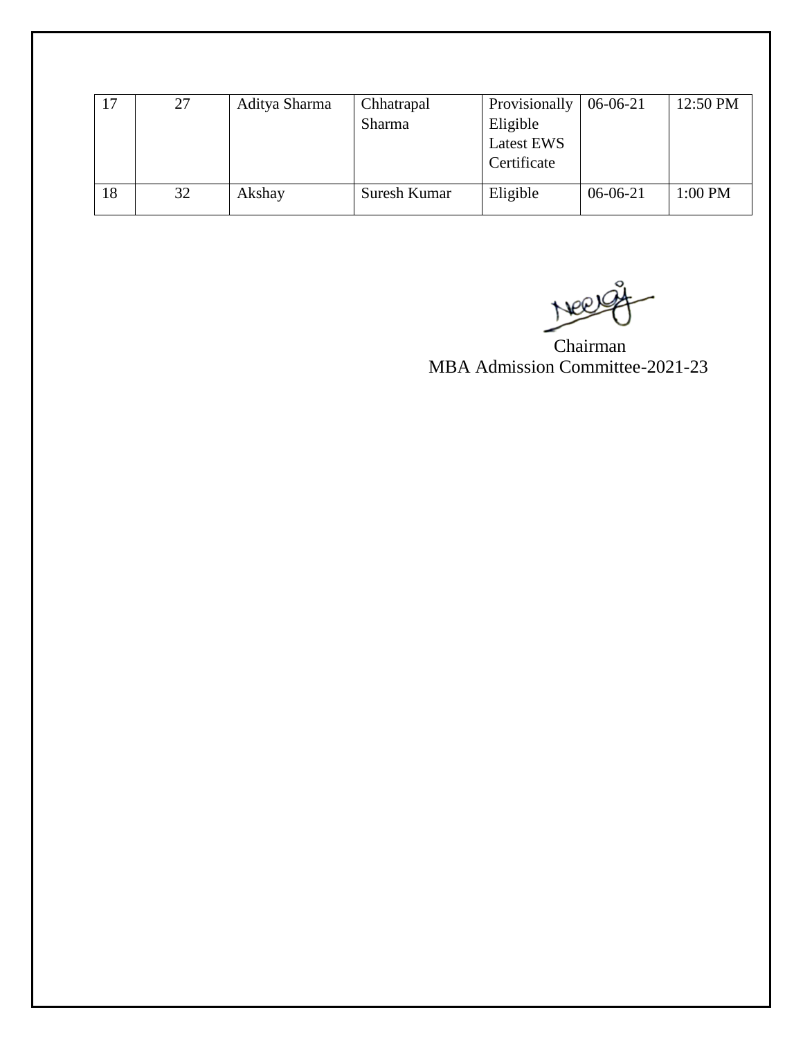| 17 | 27 | Aditya Sharma | Chhatrapal Sharma | Provisionally Eligible Latest EWS Certificate | 06-06-21 | 12:50 PM |
|---|---|---|---|---|---|---|
| 18 | 32 | Akshay | Suresh Kumar | Eligible | 06-06-21 | 1:00 PM |

Neeraj

Chairman
MBA Admission Committee-2021-23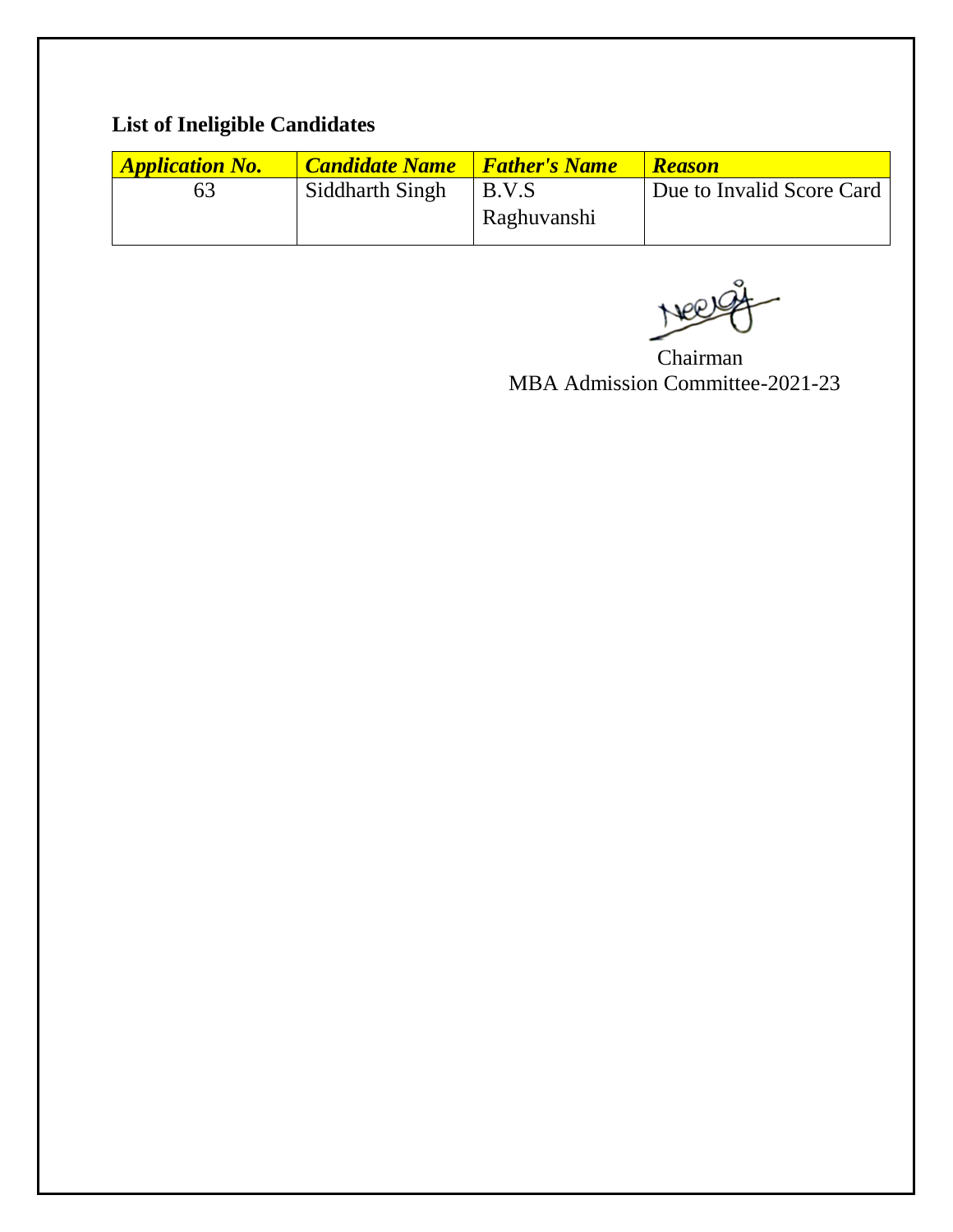**List of Ineligible Candidates**

| ***Application No.*** | ***Candidate Name*** | ***Father's Name*** | ***Reason*** |
|---|---|---|---|
| 63 | Siddharth Singh | B.V.S Raghuvanshi | Due to Invalid Score Card |

Chairman
MBA Admission Committee-2021-23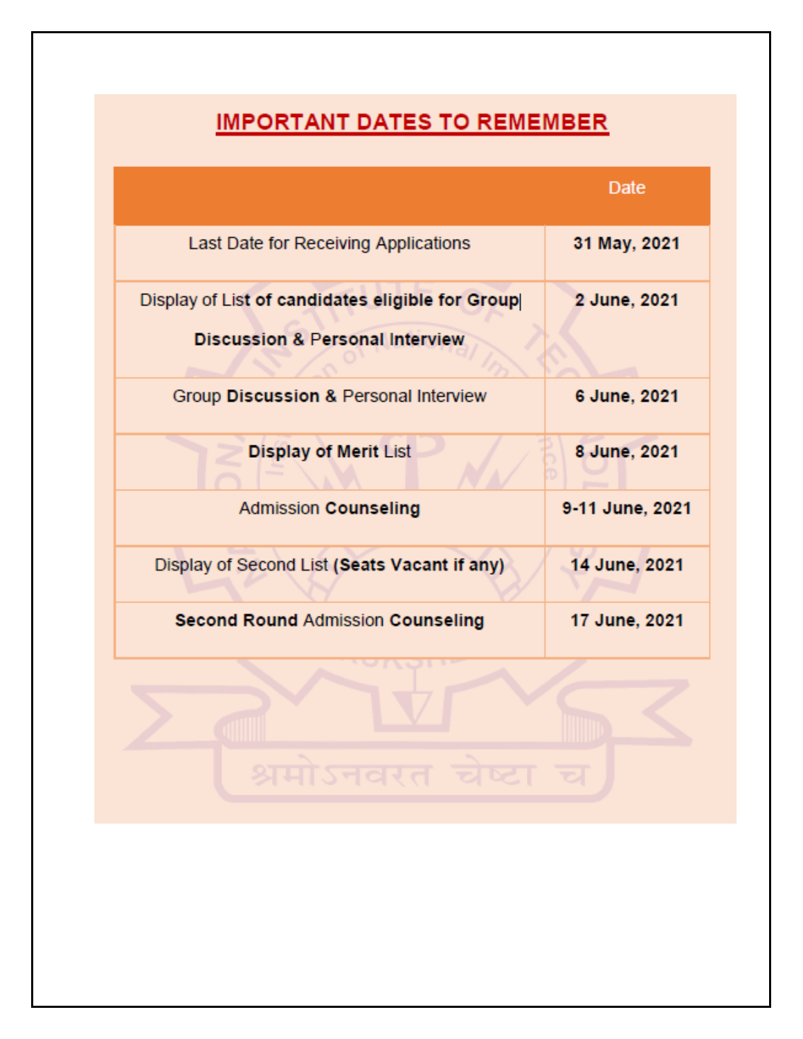## IMPORTANT DATES TO REMEMBER

| | Date |
|---|---|
| Last Date for Receiving Applications | **31 May, 2021** |
| Display of List **of candidates eligible for Group Discussion &** Personal **Interview** | **2 June, 2021** |
| Group **Discussion &** Personal Interview | **6 June, 2021** |
| **Display of Merit** List | **8 June, 2021** |
| Admission **Counseling** | **9-11 June, 2021** |
| Display of Second List **(Seats Vacant if any)** | **14 June, 2021** |
| **Second Round** Admission **Counseling** | **17 June, 2021** |